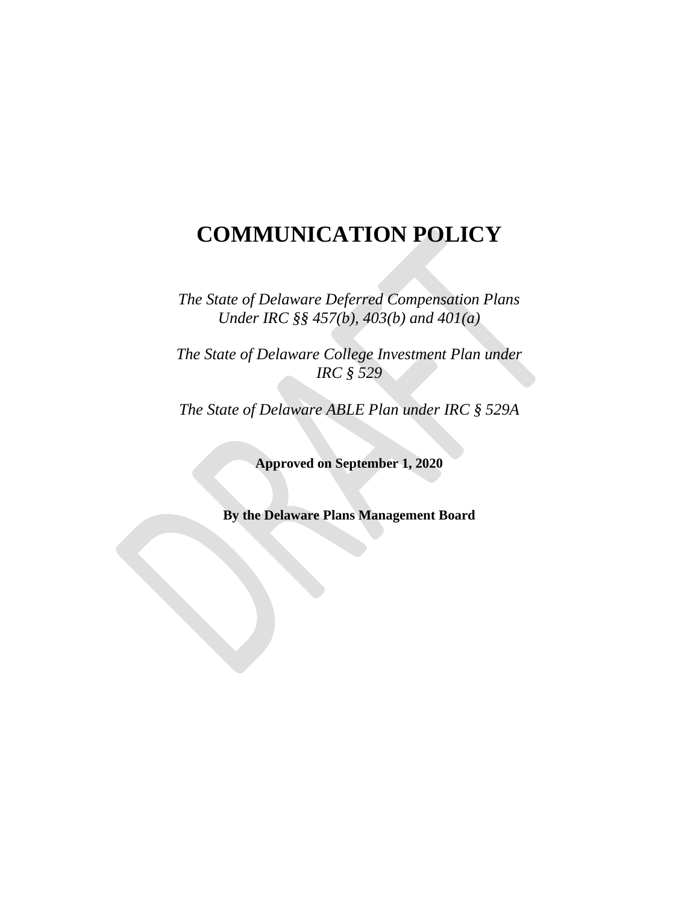# COMMUNICATION POLICY

*The State of Delaware Deferred Compensation Plans Under IRC §§ 457(b), 403(b) and 401(a)*

*The State of Delaware College Investment Plan under IRC § 529*

*The State of Delaware ABLE Plan under IRC § 529A*

**Approved on September 1, 2020**

**By the Delaware Plans Management Board**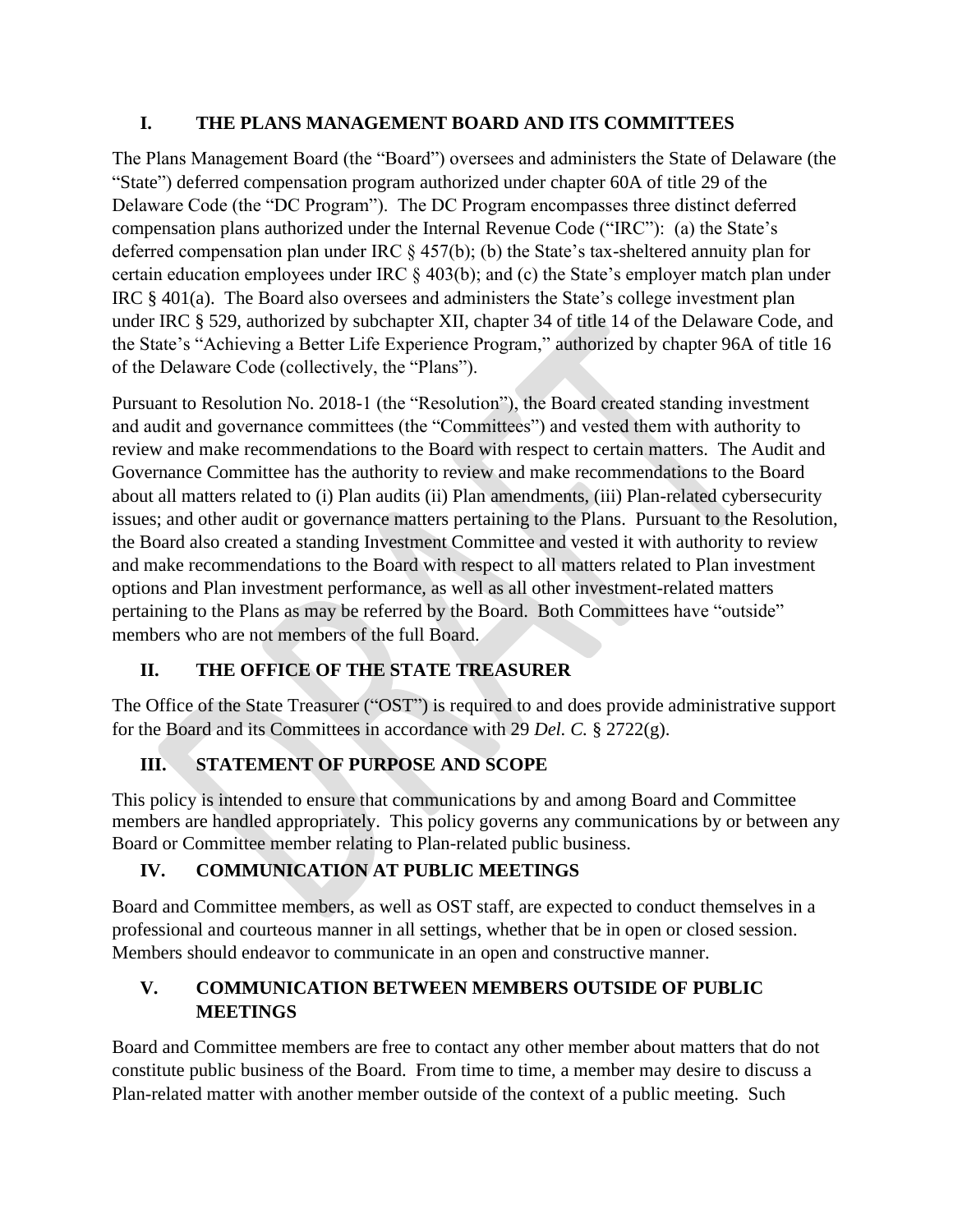## I. THE PLANS MANAGEMENT BOARD AND ITS COMMITTEES

The Plans Management Board (the "Board") oversees and administers the State of Delaware (the "State") deferred compensation program authorized under chapter 60A of title 29 of the Delaware Code (the "DC Program"). The DC Program encompasses three distinct deferred compensation plans authorized under the Internal Revenue Code ("IRC"): (a) the State's deferred compensation plan under IRC § 457(b); (b) the State's tax-sheltered annuity plan for certain education employees under IRC § 403(b); and (c) the State's employer match plan under IRC § 401(a). The Board also oversees and administers the State's college investment plan under IRC § 529, authorized by subchapter XII, chapter 34 of title 14 of the Delaware Code, and the State's "Achieving a Better Life Experience Program," authorized by chapter 96A of title 16 of the Delaware Code (collectively, the "Plans").

Pursuant to Resolution No. 2018-1 (the "Resolution"), the Board created standing investment and audit and governance committees (the "Committees") and vested them with authority to review and make recommendations to the Board with respect to certain matters. The Audit and Governance Committee has the authority to review and make recommendations to the Board about all matters related to (i) Plan audits (ii) Plan amendments, (iii) Plan-related cybersecurity issues; and other audit or governance matters pertaining to the Plans. Pursuant to the Resolution, the Board also created a standing Investment Committee and vested it with authority to review and make recommendations to the Board with respect to all matters related to Plan investment options and Plan investment performance, as well as all other investment-related matters pertaining to the Plans as may be referred by the Board. Both Committees have "outside" members who are not members of the full Board.

## II. THE OFFICE OF THE STATE TREASURER

The Office of the State Treasurer ("OST") is required to and does provide administrative support for the Board and its Committees in accordance with 29 *Del. C.* § 2722(g).

## III. STATEMENT OF PURPOSE AND SCOPE

This policy is intended to ensure that communications by and among Board and Committee members are handled appropriately. This policy governs any communications by or between any Board or Committee member relating to Plan-related public business.

## IV. COMMUNICATION AT PUBLIC MEETINGS

Board and Committee members, as well as OST staff, are expected to conduct themselves in a professional and courteous manner in all settings, whether that be in open or closed session. Members should endeavor to communicate in an open and constructive manner.

## V. COMMUNICATION BETWEEN MEMBERS OUTSIDE OF PUBLIC MEETINGS

Board and Committee members are free to contact any other member about matters that do not constitute public business of the Board. From time to time, a member may desire to discuss a Plan-related matter with another member outside of the context of a public meeting. Such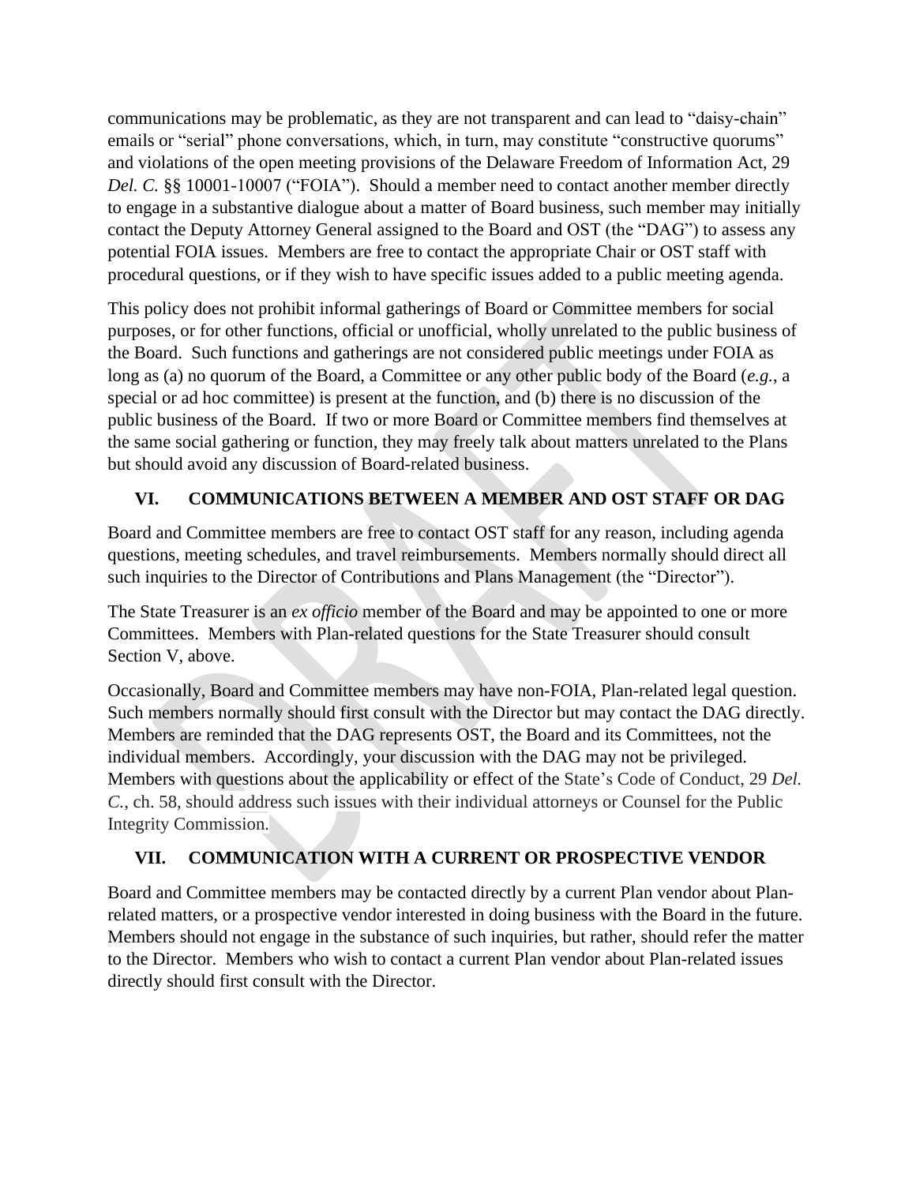communications may be problematic, as they are not transparent and can lead to "daisy-chain" emails or "serial" phone conversations, which, in turn, may constitute "constructive quorums" and violations of the open meeting provisions of the Delaware Freedom of Information Act, 29 *Del. C.* §§ 10001-10007 ("FOIA"). Should a member need to contact another member directly to engage in a substantive dialogue about a matter of Board business, such member may initially contact the Deputy Attorney General assigned to the Board and OST (the "DAG") to assess any potential FOIA issues. Members are free to contact the appropriate Chair or OST staff with procedural questions, or if they wish to have specific issues added to a public meeting agenda.

This policy does not prohibit informal gatherings of Board or Committee members for social purposes, or for other functions, official or unofficial, wholly unrelated to the public business of the Board. Such functions and gatherings are not considered public meetings under FOIA as long as (a) no quorum of the Board, a Committee or any other public body of the Board (*e.g.*, a special or ad hoc committee) is present at the function, and (b) there is no discussion of the public business of the Board. If two or more Board or Committee members find themselves at the same social gathering or function, they may freely talk about matters unrelated to the Plans but should avoid any discussion of Board-related business.

## VI. COMMUNICATIONS BETWEEN A MEMBER AND OST STAFF OR DAG

Board and Committee members are free to contact OST staff for any reason, including agenda questions, meeting schedules, and travel reimbursements. Members normally should direct all such inquiries to the Director of Contributions and Plans Management (the "Director").

The State Treasurer is an *ex officio* member of the Board and may be appointed to one or more Committees. Members with Plan-related questions for the State Treasurer should consult Section V, above.

Occasionally, Board and Committee members may have non-FOIA, Plan-related legal question. Such members normally should first consult with the Director but may contact the DAG directly. Members are reminded that the DAG represents OST, the Board and its Committees, not the individual members. Accordingly, your discussion with the DAG may not be privileged. Members with questions about the applicability or effect of the State's Code of Conduct, 29 *Del. C.*, ch. 58, should address such issues with their individual attorneys or Counsel for the Public Integrity Commission.

## VII. COMMUNICATION WITH A CURRENT OR PROSPECTIVE VENDOR

Board and Committee members may be contacted directly by a current Plan vendor about Plan-related matters, or a prospective vendor interested in doing business with the Board in the future. Members should not engage in the substance of such inquiries, but rather, should refer the matter to the Director. Members who wish to contact a current Plan vendor about Plan-related issues directly should first consult with the Director.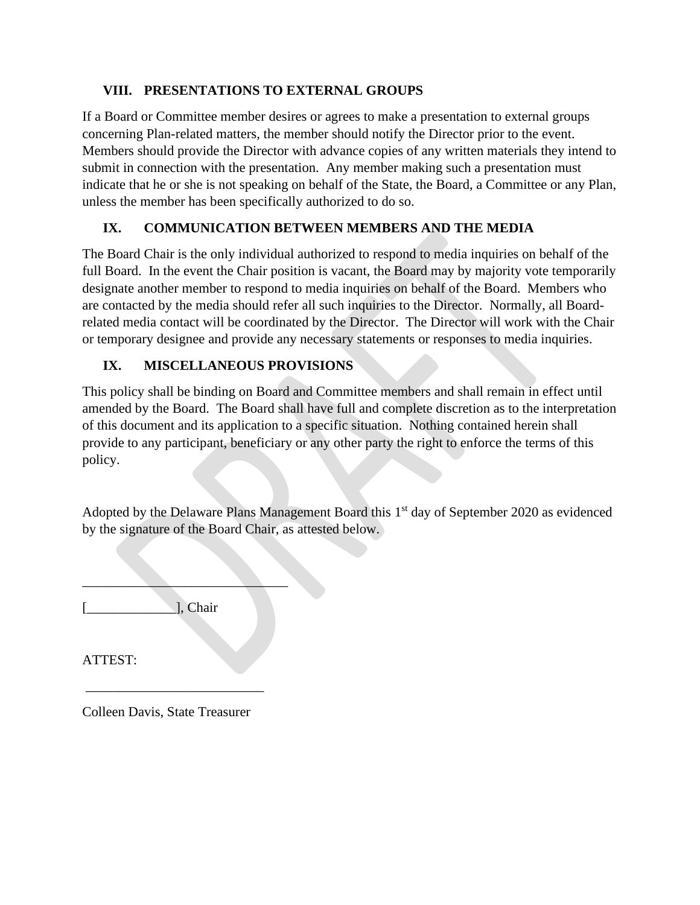## VIII. PRESENTATIONS TO EXTERNAL GROUPS

If a Board or Committee member desires or agrees to make a presentation to external groups concerning Plan-related matters, the member should notify the Director prior to the event. Members should provide the Director with advance copies of any written materials they intend to submit in connection with the presentation. Any member making such a presentation must indicate that he or she is not speaking on behalf of the State, the Board, a Committee or any Plan, unless the member has been specifically authorized to do so.

## IX. COMMUNICATION BETWEEN MEMBERS AND THE MEDIA

The Board Chair is the only individual authorized to respond to media inquiries on behalf of the full Board. In the event the Chair position is vacant, the Board may by majority vote temporarily designate another member to respond to media inquiries on behalf of the Board. Members who are contacted by the media should refer all such inquiries to the Director. Normally, all Board-related media contact will be coordinated by the Director. The Director will work with the Chair or temporary designee and provide any necessary statements or responses to media inquiries.

## IX. MISCELLANEOUS PROVISIONS

This policy shall be binding on Board and Committee members and shall remain in effect until amended by the Board. The Board shall have full and complete discretion as to the interpretation of this document and its application to a specific situation. Nothing contained herein shall provide to any participant, beneficiary or any other party the right to enforce the terms of this policy.

Adopted by the Delaware Plans Management Board this 1st day of September 2020 as evidenced by the signature of the Board Chair, as attested below.

______________________________

[_____________], Chair

ATTEST:

__________________________

Colleen Davis, State Treasurer